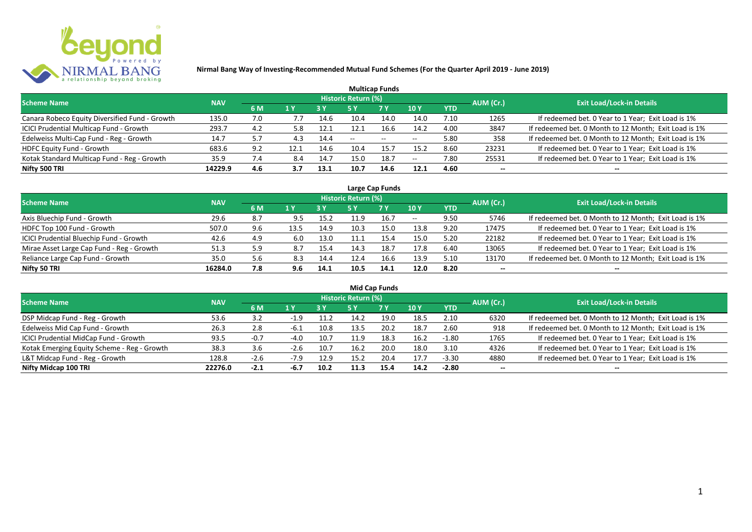# Nirmal Bang Way of Investing-Recommended Mutual Fund Schemes (For the Quarter April 2019 - June 2019)

## Multicap Funds

| Scheme Name | NAV | Historic Return (%) | | | | | | | AUM (Cr.) | Exit Load/Lock-in Details |
|---|---|---|---|---|---|---|---|---|---|---|
| | | 6 M | 1 Y | 3 Y | 5 Y | 7 Y | 10 Y | YTD | | |
| Canara Robeco Equity Diversified Fund - Growth | 135.0 | 7.0 | 7.7 | 14.6 | 10.4 | 14.0 | 14.0 | 7.10 | 1265 | If redeemed bet. 0 Year to 1 Year; Exit Load is 1% |
| ICICI Prudential Multicap Fund - Growth | 293.7 | 4.2 | 5.8 | 12.1 | 12.1 | 16.6 | 14.2 | 4.00 | 3847 | If redeemed bet. 0 Month to 12 Month; Exit Load is 1% |
| Edelweiss Multi-Cap Fund - Reg - Growth | 14.7 | 5.7 | 4.3 | 14.4 | -- | -- | -- | 5.80 | 358 | If redeemed bet. 0 Month to 12 Month; Exit Load is 1% |
| HDFC Equity Fund - Growth | 683.6 | 9.2 | 12.1 | 14.6 | 10.4 | 15.7 | 15.2 | 8.60 | 23231 | If redeemed bet. 0 Year to 1 Year; Exit Load is 1% |
| Kotak Standard Multicap Fund - Reg - Growth | 35.9 | 7.4 | 8.4 | 14.7 | 15.0 | 18.7 | -- | 7.80 | 25531 | If redeemed bet. 0 Year to 1 Year; Exit Load is 1% |
| **Nifty 500 TRI** | **14229.9** | **4.6** | **3.7** | **13.1** | **10.7** | **14.6** | **12.1** | **4.60** | **--** | **--** |

## Large Cap Funds

| Scheme Name | NAV | Historic Return (%) | | | | | | | AUM (Cr.) | Exit Load/Lock-in Details |
|---|---|---|---|---|---|---|---|---|---|---|
| | | 6 M | 1 Y | 3 Y | 5 Y | 7 Y | 10 Y | YTD | | |
| Axis Bluechip Fund - Growth | 29.6 | 8.7 | 9.5 | 15.2 | 11.9 | 16.7 | -- | 9.50 | 5746 | If redeemed bet. 0 Month to 12 Month; Exit Load is 1% |
| HDFC Top 100 Fund - Growth | 507.0 | 9.6 | 13.5 | 14.9 | 10.3 | 15.0 | 13.8 | 9.20 | 17475 | If redeemed bet. 0 Year to 1 Year; Exit Load is 1% |
| ICICI Prudential Bluechip Fund - Growth | 42.6 | 4.9 | 6.0 | 13.0 | 11.1 | 15.4 | 15.0 | 5.20 | 22182 | If redeemed bet. 0 Year to 1 Year; Exit Load is 1% |
| Mirae Asset Large Cap Fund - Reg - Growth | 51.3 | 5.9 | 8.7 | 15.4 | 14.3 | 18.7 | 17.8 | 6.40 | 13065 | If redeemed bet. 0 Year to 1 Year; Exit Load is 1% |
| Reliance Large Cap Fund - Growth | 35.0 | 5.6 | 8.3 | 14.4 | 12.4 | 16.6 | 13.9 | 5.10 | 13170 | If redeemed bet. 0 Month to 12 Month; Exit Load is 1% |
| **Nifty 50 TRI** | **16284.0** | **7.8** | **9.6** | **14.1** | **10.5** | **14.1** | **12.0** | **8.20** | **--** | **--** |

## Mid Cap Funds

| Scheme Name | NAV | Historic Return (%) | | | | | | | AUM (Cr.) | Exit Load/Lock-in Details |
|---|---|---|---|---|---|---|---|---|---|---|
| | | 6 M | 1 Y | 3 Y | 5 Y | 7 Y | 10 Y | YTD | | |
| DSP Midcap Fund - Reg - Growth | 53.6 | 3.2 | -1.9 | 11.2 | 14.2 | 19.0 | 18.5 | 2.10 | 6320 | If redeemed bet. 0 Month to 12 Month; Exit Load is 1% |
| Edelweiss Mid Cap Fund - Growth | 26.3 | 2.8 | -6.1 | 10.8 | 13.5 | 20.2 | 18.7 | 2.60 | 918 | If redeemed bet. 0 Month to 12 Month; Exit Load is 1% |
| ICICI Prudential MidCap Fund - Growth | 93.5 | -0.7 | -4.0 | 10.7 | 11.9 | 18.3 | 16.2 | -1.80 | 1765 | If redeemed bet. 0 Year to 1 Year; Exit Load is 1% |
| Kotak Emerging Equity Scheme - Reg - Growth | 38.3 | 3.6 | -2.6 | 10.7 | 16.2 | 20.0 | 18.0 | 3.10 | 4326 | If redeemed bet. 0 Year to 1 Year; Exit Load is 1% |
| L&T Midcap Fund - Reg - Growth | 128.8 | -2.6 | -7.9 | 12.9 | 15.2 | 20.4 | 17.7 | -3.30 | 4880 | If redeemed bet. 0 Year to 1 Year; Exit Load is 1% |
| **Nifty Midcap 100 TRI** | **22276.0** | **-2.1** | **-6.7** | **10.2** | **11.3** | **15.4** | **14.2** | **-2.80** | **--** | **--** |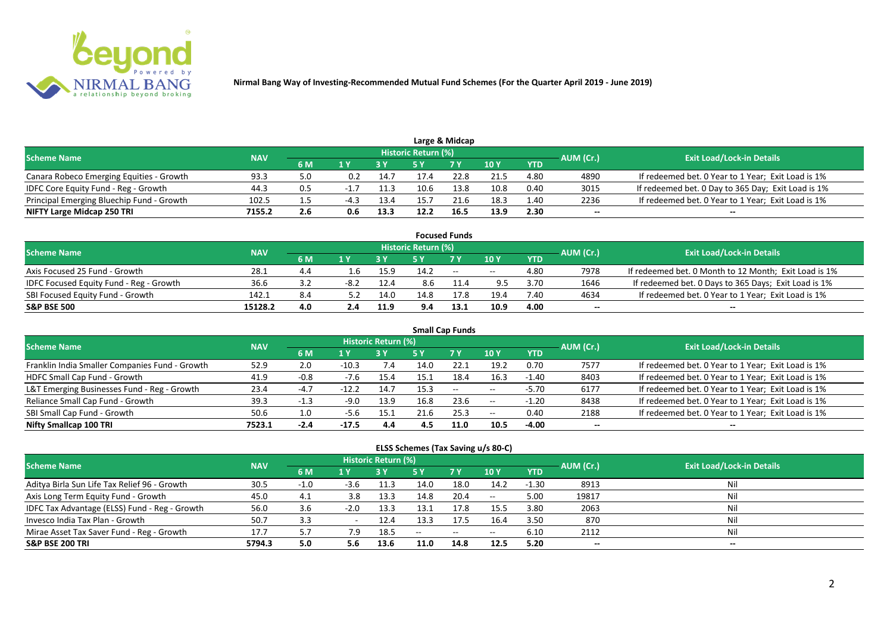# Nirmal Bang Way of Investing-Recommended Mutual Fund Schemes (For the Quarter April 2019 - June 2019)

## Large & Midcap

| Scheme Name | NAV | Historic Return (%) | | | | | | | AUM (Cr.) | Exit Load/Lock-in Details |
|---|---|---|---|---|---|---|---|---|---|---|
| | | 6 M | 1 Y | 3 Y | 5 Y | 7 Y | 10 Y | YTD | | |
| Canara Robeco Emerging Equities - Growth | 93.3 | 5.0 | 0.2 | 14.7 | 17.4 | 22.8 | 21.5 | 4.80 | 4890 | If redeemed bet. 0 Year to 1 Year; Exit Load is 1% |
| IDFC Core Equity Fund - Reg - Growth | 44.3 | 0.5 | -1.7 | 11.3 | 10.6 | 13.8 | 10.8 | 0.40 | 3015 | If redeemed bet. 0 Day to 365 Day; Exit Load is 1% |
| Principal Emerging Bluechip Fund - Growth | 102.5 | 1.5 | -4.3 | 13.4 | 15.7 | 21.6 | 18.3 | 1.40 | 2236 | If redeemed bet. 0 Year to 1 Year; Exit Load is 1% |
| **NIFTY Large Midcap 250 TRI** | **7155.2** | **2.6** | **0.6** | **13.3** | **12.2** | **16.5** | **13.9** | **2.30** | **--** | **--** |

## Focused Funds

| Scheme Name | NAV | Historic Return (%) | | | | | | | AUM (Cr.) | Exit Load/Lock-in Details |
|---|---|---|---|---|---|---|---|---|---|---|
| | | 6 M | 1 Y | 3 Y | 5 Y | 7 Y | 10 Y | YTD | | |
| Axis Focused 25 Fund - Growth | 28.1 | 4.4 | 1.6 | 15.9 | 14.2 | -- | -- | 4.80 | 7978 | If redeemed bet. 0 Month to 12 Month; Exit Load is 1% |
| IDFC Focused Equity Fund - Reg - Growth | 36.6 | 3.2 | -8.2 | 12.4 | 8.6 | 11.4 | 9.5 | 3.70 | 1646 | If redeemed bet. 0 Days to 365 Days; Exit Load is 1% |
| SBI Focused Equity Fund - Growth | 142.1 | 8.4 | 5.2 | 14.0 | 14.8 | 17.8 | 19.4 | 7.40 | 4634 | If redeemed bet. 0 Year to 1 Year; Exit Load is 1% |
| **S&P BSE 500** | **15128.2** | **4.0** | **2.4** | **11.9** | **9.4** | **13.1** | **10.9** | **4.00** | **--** | **--** |

## Small Cap Funds

| Scheme Name | NAV | Historic Return (%) | | | | | | | AUM (Cr.) | Exit Load/Lock-in Details |
|---|---|---|---|---|---|---|---|---|---|---|
| | | 6 M | 1 Y | 3 Y | 5 Y | 7 Y | 10 Y | YTD | | |
| Franklin India Smaller Companies Fund - Growth | 52.9 | 2.0 | -10.3 | 7.4 | 14.0 | 22.1 | 19.2 | 0.70 | 7577 | If redeemed bet. 0 Year to 1 Year; Exit Load is 1% |
| HDFC Small Cap Fund - Growth | 41.9 | -0.8 | -7.6 | 15.4 | 15.1 | 18.4 | 16.3 | -1.40 | 8403 | If redeemed bet. 0 Year to 1 Year; Exit Load is 1% |
| L&T Emerging Businesses Fund - Reg - Growth | 23.4 | -4.7 | -12.2 | 14.7 | 15.3 | -- | -- | -5.70 | 6177 | If redeemed bet. 0 Year to 1 Year; Exit Load is 1% |
| Reliance Small Cap Fund - Growth | 39.3 | -1.3 | -9.0 | 13.9 | 16.8 | 23.6 | -- | -1.20 | 8438 | If redeemed bet. 0 Year to 1 Year; Exit Load is 1% |
| SBI Small Cap Fund - Growth | 50.6 | 1.0 | -5.6 | 15.1 | 21.6 | 25.3 | -- | 0.40 | 2188 | If redeemed bet. 0 Year to 1 Year; Exit Load is 1% |
| **Nifty Smallcap 100 TRI** | **7523.1** | **-2.4** | **-17.5** | **4.4** | **4.5** | **11.0** | **10.5** | **-4.00** | **--** | **--** |

## ELSS Schemes (Tax Saving u/s 80-C)

| Scheme Name | NAV | Historic Return (%) | | | | | | | AUM (Cr.) | Exit Load/Lock-in Details |
|---|---|---|---|---|---|---|---|---|---|---|
| | | 6 M | 1 Y | 3 Y | 5 Y | 7 Y | 10 Y | YTD | | |
| Aditya Birla Sun Life Tax Relief 96 - Growth | 30.5 | -1.0 | -3.6 | 11.3 | 14.0 | 18.0 | 14.2 | -1.30 | 8913 | Nil |
| Axis Long Term Equity Fund - Growth | 45.0 | 4.1 | 3.8 | 13.3 | 14.8 | 20.4 | -- | 5.00 | 19817 | Nil |
| IDFC Tax Advantage (ELSS) Fund - Reg - Growth | 56.0 | 3.6 | -2.0 | 13.3 | 13.1 | 17.8 | 15.5 | 3.80 | 2063 | Nil |
| Invesco India Tax Plan - Growth | 50.7 | 3.3 | - | 12.4 | 13.3 | 17.5 | 16.4 | 3.50 | 870 | Nil |
| Mirae Asset Tax Saver Fund - Reg - Growth | 17.7 | 5.7 | 7.9 | 18.5 | -- | -- | -- | 6.10 | 2112 | Nil |
| **S&P BSE 200 TRI** | **5794.3** | **5.0** | **5.6** | **13.6** | **11.0** | **14.8** | **12.5** | **5.20** | **--** | **--** |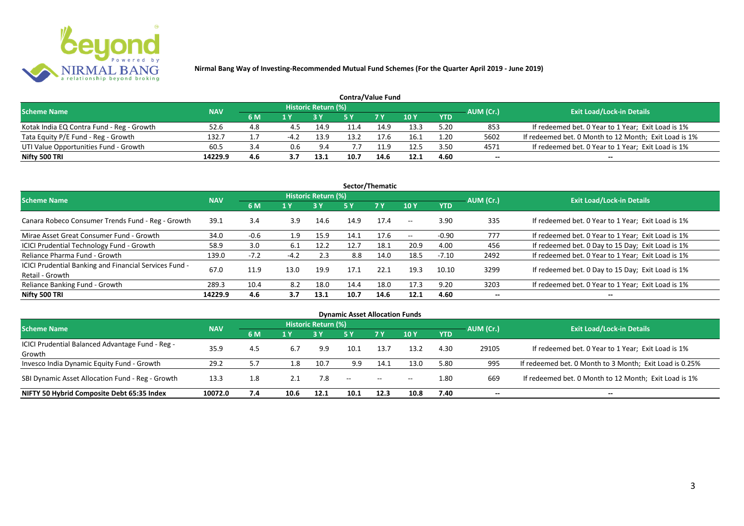**Nirmal Bang Way of Investing-Recommended Mutual Fund Schemes (For the Quarter April 2019 - June 2019)**

## Contra/Value Fund

| Scheme Name | NAV | Historic Return (%) | | | | | | | AUM (Cr.) | Exit Load/Lock-in Details |
|---|---|---|---|---|---|---|---|---|---|---|
| | | 6 M | 1 Y | 3 Y | 5 Y | 7 Y | 10 Y | YTD | | |
| Kotak India EQ Contra Fund - Reg - Growth | 52.6 | 4.8 | 4.5 | 14.9 | 11.4 | 14.9 | 13.3 | 5.20 | 853 | If redeemed bet. 0 Year to 1 Year; Exit Load is 1% |
| Tata Equity P/E Fund - Reg - Growth | 132.7 | 1.7 | -4.2 | 13.9 | 13.2 | 17.6 | 16.1 | 1.20 | 5602 | If redeemed bet. 0 Month to 12 Month; Exit Load is 1% |
| UTI Value Opportunities Fund - Growth | 60.5 | 3.4 | 0.6 | 9.4 | 7.7 | 11.9 | 12.5 | 3.50 | 4571 | If redeemed bet. 0 Year to 1 Year; Exit Load is 1% |
| **Nifty 500 TRI** | **14229.9** | **4.6** | **3.7** | **13.1** | **10.7** | **14.6** | **12.1** | **4.60** | **--** | **--** |

## Sector/Thematic

| Scheme Name | NAV | Historic Return (%) | | | | | | | AUM (Cr.) | Exit Load/Lock-in Details |
|---|---|---|---|---|---|---|---|---|---|---|
| | | 6 M | 1 Y | 3 Y | 5 Y | 7 Y | 10 Y | YTD | | |
| Canara Robeco Consumer Trends Fund - Reg - Growth | 39.1 | 3.4 | 3.9 | 14.6 | 14.9 | 17.4 | -- | 3.90 | 335 | If redeemed bet. 0 Year to 1 Year; Exit Load is 1% |
| Mirae Asset Great Consumer Fund - Growth | 34.0 | -0.6 | 1.9 | 15.9 | 14.1 | 17.6 | -- | -0.90 | 777 | If redeemed bet. 0 Year to 1 Year; Exit Load is 1% |
| ICICI Prudential Technology Fund - Growth | 58.9 | 3.0 | 6.1 | 12.2 | 12.7 | 18.1 | 20.9 | 4.00 | 456 | If redeemed bet. 0 Day to 15 Day; Exit Load is 1% |
| Reliance Pharma Fund - Growth | 139.0 | -7.2 | -4.2 | 2.3 | 8.8 | 14.0 | 18.5 | -7.10 | 2492 | If redeemed bet. 0 Year to 1 Year; Exit Load is 1% |
| ICICI Prudential Banking and Financial Services Fund - Retail - Growth | 67.0 | 11.9 | 13.0 | 19.9 | 17.1 | 22.1 | 19.3 | 10.10 | 3299 | If redeemed bet. 0 Day to 15 Day; Exit Load is 1% |
| Reliance Banking Fund - Growth | 289.3 | 10.4 | 8.2 | 18.0 | 14.4 | 18.0 | 17.3 | 9.20 | 3203 | If redeemed bet. 0 Year to 1 Year; Exit Load is 1% |
| **Nifty 500 TRI** | **14229.9** | **4.6** | **3.7** | **13.1** | **10.7** | **14.6** | **12.1** | **4.60** | **--** | **--** |

## Dynamic Asset Allocation Funds

| Scheme Name | NAV | Historic Return (%) | | | | | | | AUM (Cr.) | Exit Load/Lock-in Details |
|---|---|---|---|---|---|---|---|---|---|---|
| | | 6 M | 1 Y | 3 Y | 5 Y | 7 Y | 10 Y | YTD | | |
| ICICI Prudential Balanced Advantage Fund - Reg - Growth | 35.9 | 4.5 | 6.7 | 9.9 | 10.1 | 13.7 | 13.2 | 4.30 | 29105 | If redeemed bet. 0 Year to 1 Year; Exit Load is 1% |
| Invesco India Dynamic Equity Fund - Growth | 29.2 | 5.7 | 1.8 | 10.7 | 9.9 | 14.1 | 13.0 | 5.80 | 995 | If redeemed bet. 0 Month to 3 Month; Exit Load is 0.25% |
| SBI Dynamic Asset Allocation Fund - Reg - Growth | 13.3 | 1.8 | 2.1 | 7.8 | -- | -- | -- | 1.80 | 669 | If redeemed bet. 0 Month to 12 Month; Exit Load is 1% |
| **NIFTY 50 Hybrid Composite Debt 65:35 Index** | **10072.0** | **7.4** | **10.6** | **12.1** | **10.1** | **12.3** | **10.8** | **7.40** | **--** | **--** |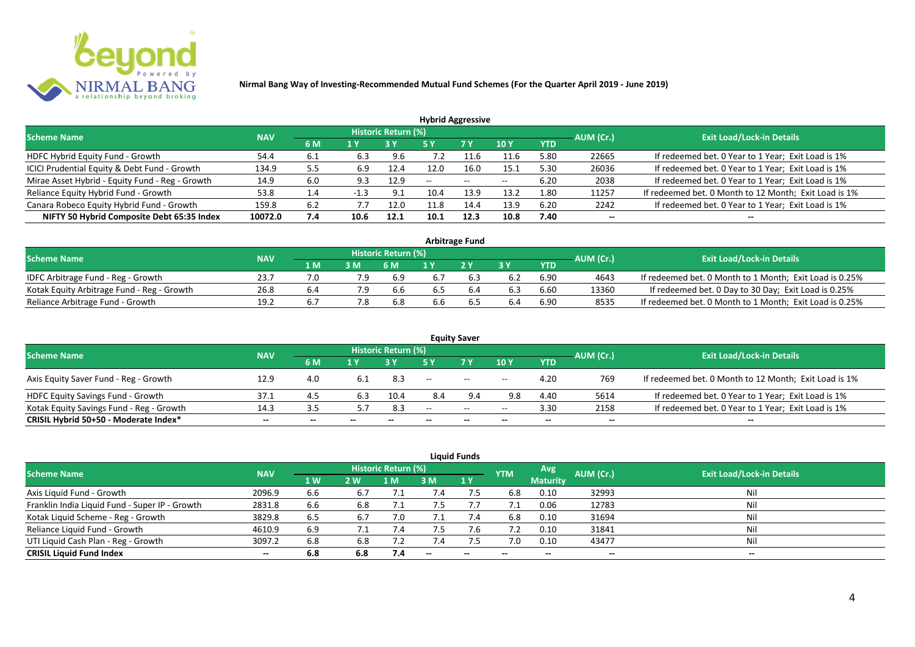**Nirmal Bang Way of Investing-Recommended Mutual Fund Schemes (For the Quarter April 2019 - June 2019)**

## Hybrid Aggressive

| Scheme Name | NAV | Historic Return (%) | | | | | | | AUM (Cr.) | Exit Load/Lock-in Details |
|---|---|---|---|---|---|---|---|---|---|---|
| | | 6 M | 1 Y | 3 Y | 5 Y | 7 Y | 10 Y | YTD | | |
| HDFC Hybrid Equity Fund - Growth | 54.4 | 6.1 | 6.3 | 9.6 | 7.2 | 11.6 | 11.6 | 5.80 | 22665 | If redeemed bet. 0 Year to 1 Year; Exit Load is 1% |
| ICICI Prudential Equity & Debt Fund - Growth | 134.9 | 5.5 | 6.9 | 12.4 | 12.0 | 16.0 | 15.1 | 5.30 | 26036 | If redeemed bet. 0 Year to 1 Year; Exit Load is 1% |
| Mirae Asset Hybrid - Equity Fund - Reg - Growth | 14.9 | 6.0 | 9.3 | 12.9 | -- | -- | -- | 6.20 | 2038 | If redeemed bet. 0 Year to 1 Year; Exit Load is 1% |
| Reliance Equity Hybrid Fund - Growth | 53.8 | 1.4 | -1.3 | 9.1 | 10.4 | 13.9 | 13.2 | 1.80 | 11257 | If redeemed bet. 0 Month to 12 Month; Exit Load is 1% |
| Canara Robeco Equity Hybrid Fund - Growth | 159.8 | 6.2 | 7.7 | 12.0 | 11.8 | 14.4 | 13.9 | 6.20 | 2242 | If redeemed bet. 0 Year to 1 Year; Exit Load is 1% |
| **NIFTY 50 Hybrid Composite Debt 65:35 Index** | **10072.0** | **7.4** | **10.6** | **12.1** | **10.1** | **12.3** | **10.8** | **7.40** | **--** | **--** |

## Arbitrage Fund

| Scheme Name | NAV | Historic Return (%) | | | | | | | AUM (Cr.) | Exit Load/Lock-in Details |
|---|---|---|---|---|---|---|---|---|---|---|
| | | 1 M | 3 M | 6 M | 1 Y | 2 Y | 3 Y | YTD | | |
| IDFC Arbitrage Fund - Reg - Growth | 23.7 | 7.0 | 7.9 | 6.9 | 6.7 | 6.3 | 6.2 | 6.90 | 4643 | If redeemed bet. 0 Month to 1 Month; Exit Load is 0.25% |
| Kotak Equity Arbitrage Fund - Reg - Growth | 26.8 | 6.4 | 7.9 | 6.6 | 6.5 | 6.4 | 6.3 | 6.60 | 13360 | If redeemed bet. 0 Day to 30 Day; Exit Load is 0.25% |
| Reliance Arbitrage Fund - Growth | 19.2 | 6.7 | 7.8 | 6.8 | 6.6 | 6.5 | 6.4 | 6.90 | 8535 | If redeemed bet. 0 Month to 1 Month; Exit Load is 0.25% |

## Equity Saver

| Scheme Name | NAV | Historic Return (%) | | | | | | | AUM (Cr.) | Exit Load/Lock-in Details |
|---|---|---|---|---|---|---|---|---|---|---|
| | | 6 M | 1 Y | 3 Y | 5 Y | 7 Y | 10 Y | YTD | | |
| Axis Equity Saver Fund - Reg - Growth | 12.9 | 4.0 | 6.1 | 8.3 | -- | -- | -- | 4.20 | 769 | If redeemed bet. 0 Month to 12 Month; Exit Load is 1% |
| HDFC Equity Savings Fund - Growth | 37.1 | 4.5 | 6.3 | 10.4 | 8.4 | 9.4 | 9.8 | 4.40 | 5614 | If redeemed bet. 0 Year to 1 Year; Exit Load is 1% |
| Kotak Equity Savings Fund - Reg - Growth | 14.3 | 3.5 | 5.7 | 8.3 | -- | -- | -- | 3.30 | 2158 | If redeemed bet. 0 Year to 1 Year; Exit Load is 1% |
| **CRISIL Hybrid 50+50 - Moderate Index*** | **--** | **--** | **--** | **--** | **--** | **--** | **--** | **--** | **--** | **--** |

## Liquid Funds

| Scheme Name | NAV | Historic Return (%) | | | | | YTM | Avg Maturity | AUM (Cr.) | Exit Load/Lock-in Details |
|---|---|---|---|---|---|---|---|---|---|---|
| | | 1 W | 2 W | 1 M | 3 M | 1 Y | | | | |
| Axis Liquid Fund - Growth | 2096.9 | 6.6 | 6.7 | 7.1 | 7.4 | 7.5 | 6.8 | 0.10 | 32993 | Nil |
| Franklin India Liquid Fund - Super IP - Growth | 2831.8 | 6.6 | 6.8 | 7.1 | 7.5 | 7.7 | 7.1 | 0.06 | 12783 | Nil |
| Kotak Liquid Scheme - Reg - Growth | 3829.8 | 6.5 | 6.7 | 7.0 | 7.1 | 7.4 | 6.8 | 0.10 | 31694 | Nil |
| Reliance Liquid Fund - Growth | 4610.9 | 6.9 | 7.1 | 7.4 | 7.5 | 7.6 | 7.2 | 0.10 | 31841 | Nil |
| UTI Liquid Cash Plan - Reg - Growth | 3097.2 | 6.8 | 6.8 | 7.2 | 7.4 | 7.5 | 7.0 | 0.10 | 43477 | Nil |
| **CRISIL Liquid Fund Index** | **--** | **6.8** | **6.8** | **7.4** | **--** | **--** | **--** | **--** | **--** | **--** |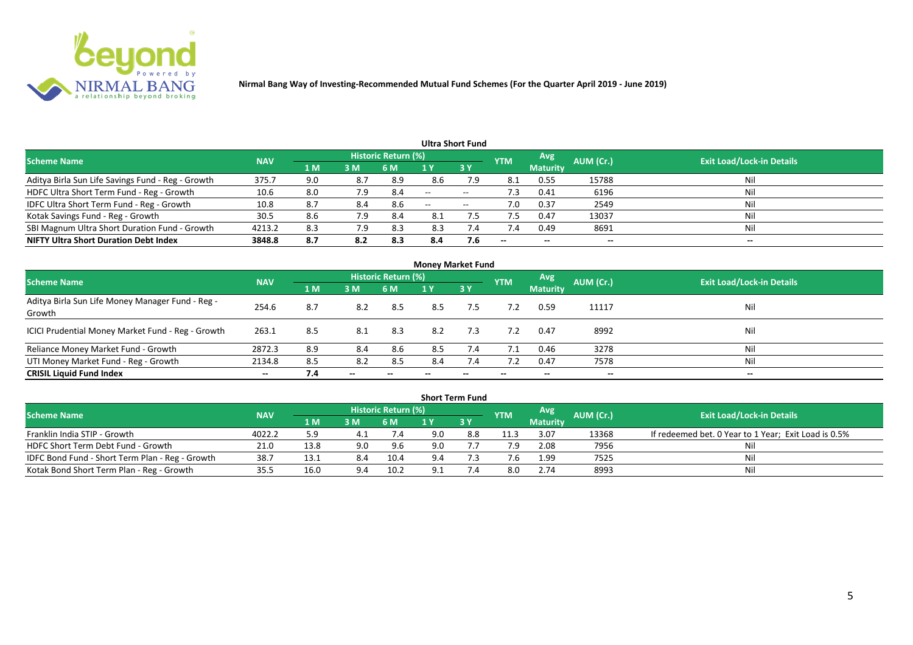**Nirmal Bang Way of Investing-Recommended Mutual Fund Schemes (For the Quarter April 2019 - June 2019)**

### Ultra Short Fund

| Scheme Name | NAV | Historic Return (%) | | | | | YTM | Avg Maturity | AUM (Cr.) | Exit Load/Lock-in Details |
|---|---|---|---|---|---|---|---|---|---|---|
| | | 1 M | 3 M | 6 M | 1 Y | 3 Y | | | | |
| Aditya Birla Sun Life Savings Fund - Reg - Growth | 375.7 | 9.0 | 8.7 | 8.9 | 8.6 | 7.9 | 8.1 | 0.55 | 15788 | Nil |
| HDFC Ultra Short Term Fund - Reg - Growth | 10.6 | 8.0 | 7.9 | 8.4 | -- | -- | 7.3 | 0.41 | 6196 | Nil |
| IDFC Ultra Short Term Fund - Reg - Growth | 10.8 | 8.7 | 8.4 | 8.6 | -- | -- | 7.0 | 0.37 | 2549 | Nil |
| Kotak Savings Fund - Reg - Growth | 30.5 | 8.6 | 7.9 | 8.4 | 8.1 | 7.5 | 7.5 | 0.47 | 13037 | Nil |
| SBI Magnum Ultra Short Duration Fund - Growth | 4213.2 | 8.3 | 7.9 | 8.3 | 8.3 | 7.4 | 7.4 | 0.49 | 8691 | Nil |
| **NIFTY Ultra Short Duration Debt Index** | **3848.8** | **8.7** | **8.2** | **8.3** | **8.4** | **7.6** | -- | -- | -- | -- |

### Money Market Fund

| Scheme Name | NAV | Historic Return (%) | | | | | YTM | Avg Maturity | AUM (Cr.) | Exit Load/Lock-in Details |
|---|---|---|---|---|---|---|---|---|---|---|
| | | 1 M | 3 M | 6 M | 1 Y | 3 Y | | | | |
| Aditya Birla Sun Life Money Manager Fund - Reg - Growth | 254.6 | 8.7 | 8.2 | 8.5 | 8.5 | 7.5 | 7.2 | 0.59 | 11117 | Nil |
| ICICI Prudential Money Market Fund - Reg - Growth | 263.1 | 8.5 | 8.1 | 8.3 | 8.2 | 7.3 | 7.2 | 0.47 | 8992 | Nil |
| Reliance Money Market Fund - Growth | 2872.3 | 8.9 | 8.4 | 8.6 | 8.5 | 7.4 | 7.1 | 0.46 | 3278 | Nil |
| UTI Money Market Fund - Reg - Growth | 2134.8 | 8.5 | 8.2 | 8.5 | 8.4 | 7.4 | 7.2 | 0.47 | 7578 | Nil |
| **CRISIL Liquid Fund Index** | -- | **7.4** | -- | -- | -- | -- | -- | -- | -- | -- |

### Short Term Fund

| Scheme Name | NAV | Historic Return (%) | | | | | YTM | Avg Maturity | AUM (Cr.) | Exit Load/Lock-in Details |
|---|---|---|---|---|---|---|---|---|---|---|
| | | 1 M | 3 M | 6 M | 1 Y | 3 Y | | | | |
| Franklin India STIP - Growth | 4022.2 | 5.9 | 4.1 | 7.4 | 9.0 | 8.8 | 11.3 | 3.07 | 13368 | If redeemed bet. 0 Year to 1 Year; Exit Load is 0.5% |
| HDFC Short Term Debt Fund - Growth | 21.0 | 13.8 | 9.0 | 9.6 | 9.0 | 7.7 | 7.9 | 2.08 | 7956 | Nil |
| IDFC Bond Fund - Short Term Plan - Reg - Growth | 38.7 | 13.1 | 8.4 | 10.4 | 9.4 | 7.3 | 7.6 | 1.99 | 7525 | Nil |
| Kotak Bond Short Term Plan - Reg - Growth | 35.5 | 16.0 | 9.4 | 10.2 | 9.1 | 7.4 | 8.0 | 2.74 | 8993 | Nil |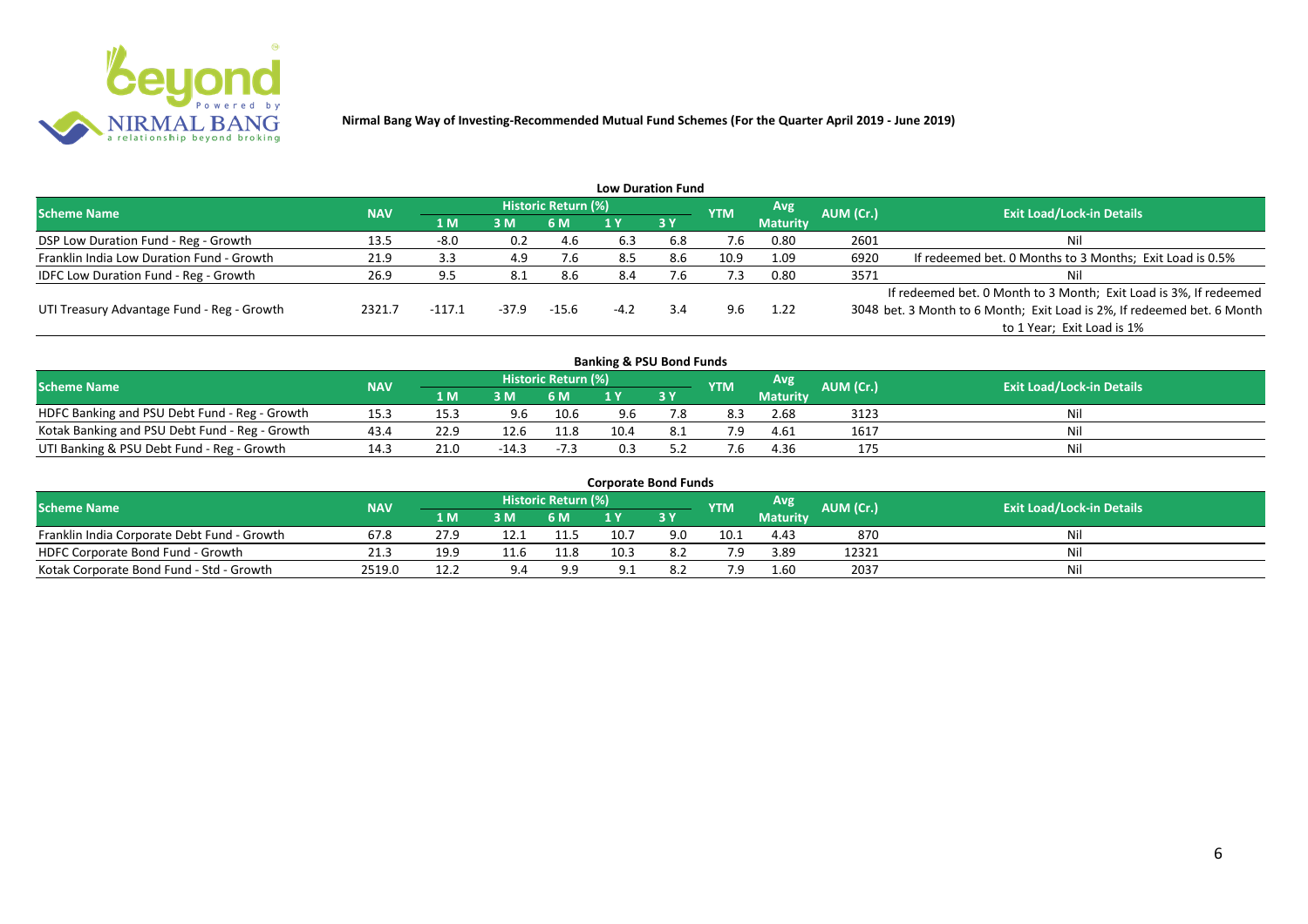**Nirmal Bang Way of Investing-Recommended Mutual Fund Schemes (For the Quarter April 2019 - June 2019)**

## Low Duration Fund

| Scheme Name | NAV | Historic Return (%) | | | | | YTM | Avg Maturity | AUM (Cr.) | Exit Load/Lock-in Details |
|---|---|---|---|---|---|---|---|---|---|---|
| | | 1 M | 3 M | 6 M | 1 Y | 3 Y | | | | |
| DSP Low Duration Fund - Reg - Growth | 13.5 | -8.0 | 0.2 | 4.6 | 6.3 | 6.8 | 7.6 | 0.80 | 2601 | Nil |
| Franklin India Low Duration Fund - Growth | 21.9 | 3.3 | 4.9 | 7.6 | 8.5 | 8.6 | 10.9 | 1.09 | 6920 | If redeemed bet. 0 Months to 3 Months; Exit Load is 0.5% |
| IDFC Low Duration Fund - Reg - Growth | 26.9 | 9.5 | 8.1 | 8.6 | 8.4 | 7.6 | 7.3 | 0.80 | 3571 | Nil |
| UTI Treasury Advantage Fund - Reg - Growth | 2321.7 | -117.1 | -37.9 | -15.6 | -4.2 | 3.4 | 9.6 | 1.22 | 3048 | If redeemed bet. 0 Month to 3 Month; Exit Load is 3%, If redeemed bet. 3 Month to 6 Month; Exit Load is 2%, If redeemed bet. 6 Month to 1 Year; Exit Load is 1% |

## Banking & PSU Bond Funds

| Scheme Name | NAV | Historic Return (%) | | | | | YTM | Avg Maturity | AUM (Cr.) | Exit Load/Lock-in Details |
|---|---|---|---|---|---|---|---|---|---|---|
| | | 1 M | 3 M | 6 M | 1 Y | 3 Y | | | | |
| HDFC Banking and PSU Debt Fund - Reg - Growth | 15.3 | 15.3 | 9.6 | 10.6 | 9.6 | 7.8 | 8.3 | 2.68 | 3123 | Nil |
| Kotak Banking and PSU Debt Fund - Reg - Growth | 43.4 | 22.9 | 12.6 | 11.8 | 10.4 | 8.1 | 7.9 | 4.61 | 1617 | Nil |
| UTI Banking & PSU Debt Fund - Reg - Growth | 14.3 | 21.0 | -14.3 | -7.3 | 0.3 | 5.2 | 7.6 | 4.36 | 175 | Nil |

## Corporate Bond Funds

| Scheme Name | NAV | Historic Return (%) | | | | | YTM | Avg Maturity | AUM (Cr.) | Exit Load/Lock-in Details |
|---|---|---|---|---|---|---|---|---|---|---|
| | | 1 M | 3 M | 6 M | 1 Y | 3 Y | | | | |
| Franklin India Corporate Debt Fund - Growth | 67.8 | 27.9 | 12.1 | 11.5 | 10.7 | 9.0 | 10.1 | 4.43 | 870 | Nil |
| HDFC Corporate Bond Fund - Growth | 21.3 | 19.9 | 11.6 | 11.8 | 10.3 | 8.2 | 7.9 | 3.89 | 12321 | Nil |
| Kotak Corporate Bond Fund - Std - Growth | 2519.0 | 12.2 | 9.4 | 9.9 | 9.1 | 8.2 | 7.9 | 1.60 | 2037 | Nil |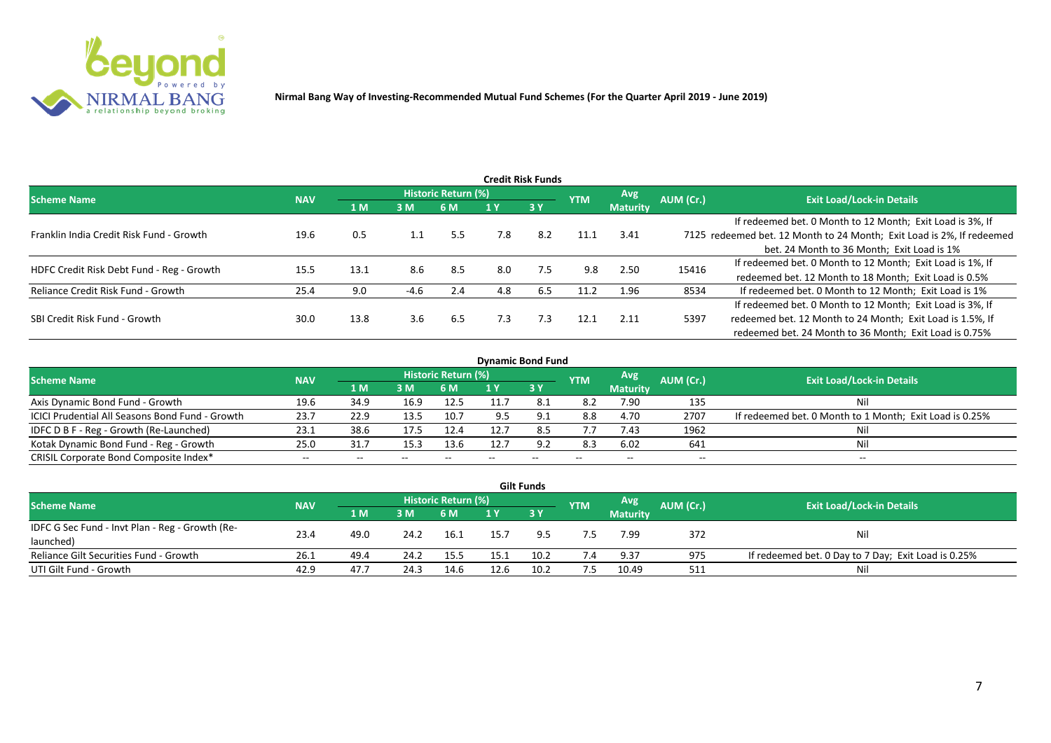Nirmal Bang Way of Investing-Recommended Mutual Fund Schemes (For the Quarter April 2019 - June 2019)

## Credit Risk Funds

| Scheme Name | NAV | Historic Return (%) | | | | | YTM | Avg Maturity | AUM (Cr.) | Exit Load/Lock-in Details |
|---|---|---|---|---|---|---|---|---|---|---|
| | | 1 M | 3 M | 6 M | 1 Y | 3 Y | | | | |
| Franklin India Credit Risk Fund - Growth | 19.6 | 0.5 | 1.1 | 5.5 | 7.8 | 8.2 | 11.1 | 3.41 | 7125 | If redeemed bet. 0 Month to 12 Month; Exit Load is 3%, If redeemed bet. 12 Month to 24 Month; Exit Load is 2%, If redeemed bet. 24 Month to 36 Month; Exit Load is 1% |
| HDFC Credit Risk Debt Fund - Reg - Growth | 15.5 | 13.1 | 8.6 | 8.5 | 8.0 | 7.5 | 9.8 | 2.50 | 15416 | If redeemed bet. 0 Month to 12 Month; Exit Load is 1%, If redeemed bet. 12 Month to 18 Month; Exit Load is 0.5% |
| Reliance Credit Risk Fund - Growth | 25.4 | 9.0 | -4.6 | 2.4 | 4.8 | 6.5 | 11.2 | 1.96 | 8534 | If redeemed bet. 0 Month to 12 Month; Exit Load is 1% |
| SBI Credit Risk Fund - Growth | 30.0 | 13.8 | 3.6 | 6.5 | 7.3 | 7.3 | 12.1 | 2.11 | 5397 | If redeemed bet. 0 Month to 12 Month; Exit Load is 3%, If redeemed bet. 12 Month to 24 Month; Exit Load is 1.5%, If redeemed bet. 24 Month to 36 Month; Exit Load is 0.75% |

## Dynamic Bond Fund

| Scheme Name | NAV | Historic Return (%) | | | | | YTM | Avg Maturity | AUM (Cr.) | Exit Load/Lock-in Details |
|---|---|---|---|---|---|---|---|---|---|---|
| | | 1 M | 3 M | 6 M | 1 Y | 3 Y | | | | |
| Axis Dynamic Bond Fund - Growth | 19.6 | 34.9 | 16.9 | 12.5 | 11.7 | 8.1 | 8.2 | 7.90 | 135 | Nil |
| ICICI Prudential All Seasons Bond Fund - Growth | 23.7 | 22.9 | 13.5 | 10.7 | 9.5 | 9.1 | 8.8 | 4.70 | 2707 | If redeemed bet. 0 Month to 1 Month; Exit Load is 0.25% |
| IDFC D B F - Reg - Growth (Re-Launched) | 23.1 | 38.6 | 17.5 | 12.4 | 12.7 | 8.5 | 7.7 | 7.43 | 1962 | Nil |
| Kotak Dynamic Bond Fund - Reg - Growth | 25.0 | 31.7 | 15.3 | 13.6 | 12.7 | 9.2 | 8.3 | 6.02 | 641 | Nil |
| CRISIL Corporate Bond Composite Index* | -- | -- | -- | -- | -- | -- | -- | -- | -- | -- |

## Gilt Funds

| Scheme Name | NAV | Historic Return (%) | | | | | YTM | Avg Maturity | AUM (Cr.) | Exit Load/Lock-in Details |
|---|---|---|---|---|---|---|---|---|---|---|
| | | 1 M | 3 M | 6 M | 1 Y | 3 Y | | | | |
| IDFC G Sec Fund - Invt Plan - Reg - Growth (Re-launched) | 23.4 | 49.0 | 24.2 | 16.1 | 15.7 | 9.5 | 7.5 | 7.99 | 372 | Nil |
| Reliance Gilt Securities Fund - Growth | 26.1 | 49.4 | 24.2 | 15.5 | 15.1 | 10.2 | 7.4 | 9.37 | 975 | If redeemed bet. 0 Day to 7 Day; Exit Load is 0.25% |
| UTI Gilt Fund - Growth | 42.9 | 47.7 | 24.3 | 14.6 | 12.6 | 10.2 | 7.5 | 10.49 | 511 | Nil |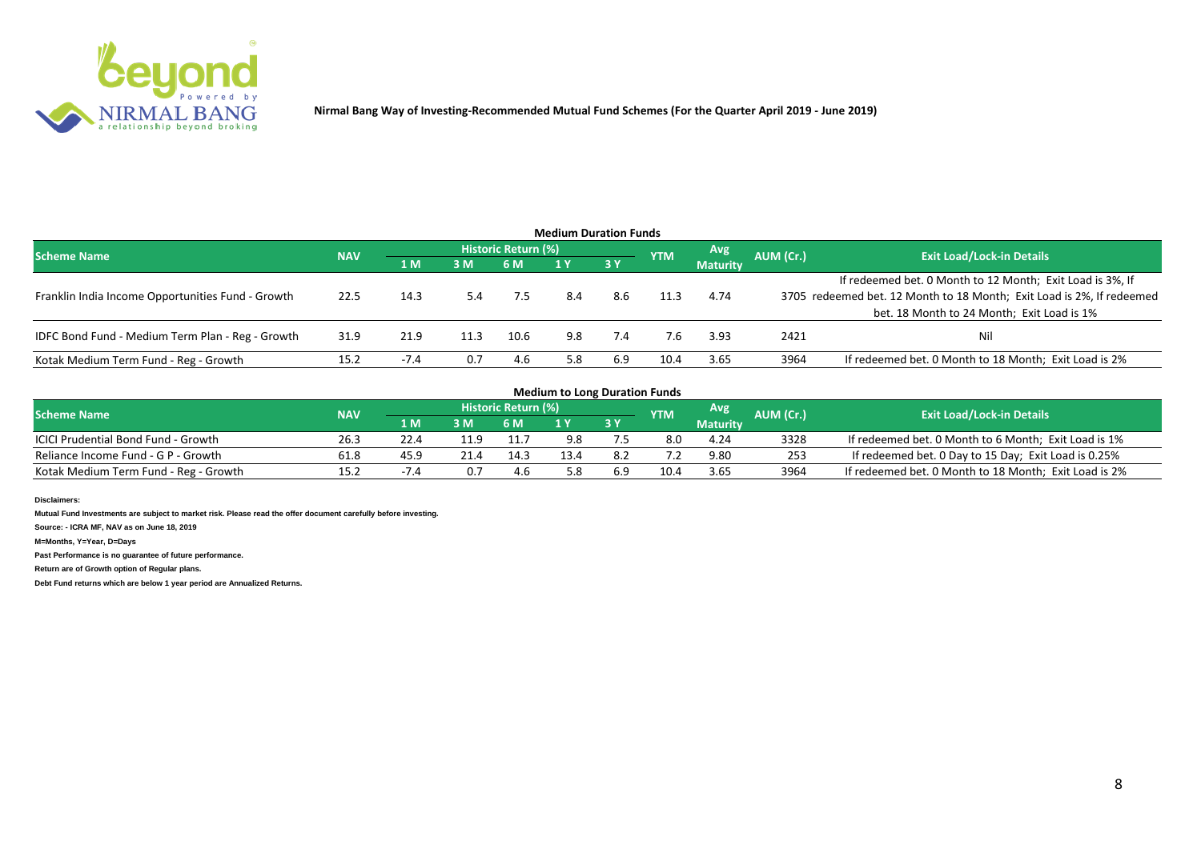Nirmal Bang Way of Investing-Recommended Mutual Fund Schemes (For the Quarter April 2019 - June 2019)

### Medium Duration Funds

| Scheme Name | NAV | Historic Return (%) | | | | | YTM | Avg Maturity | AUM (Cr.) | Exit Load/Lock-in Details |
|---|---|---|---|---|---|---|---|---|---|---|
| | | 1 M | 3 M | 6 M | 1 Y | 3 Y | | | | |
| Franklin India Income Opportunities Fund - Growth | 22.5 | 14.3 | 5.4 | 7.5 | 8.4 | 8.6 | 11.3 | 4.74 | 3705 | If redeemed bet. 0 Month to 12 Month; Exit Load is 3%, If redeemed bet. 12 Month to 18 Month; Exit Load is 2%, If redeemed bet. 18 Month to 24 Month; Exit Load is 1% |
| IDFC Bond Fund - Medium Term Plan - Reg - Growth | 31.9 | 21.9 | 11.3 | 10.6 | 9.8 | 7.4 | 7.6 | 3.93 | 2421 | Nil |
| Kotak Medium Term Fund - Reg - Growth | 15.2 | -7.4 | 0.7 | 4.6 | 5.8 | 6.9 | 10.4 | 3.65 | 3964 | If redeemed bet. 0 Month to 18 Month; Exit Load is 2% |

### Medium to Long Duration Funds

| Scheme Name | NAV | Historic Return (%) | | | | | YTM | Avg Maturity | AUM (Cr.) | Exit Load/Lock-in Details |
|---|---|---|---|---|---|---|---|---|---|---|
| | | 1 M | 3 M | 6 M | 1 Y | 3 Y | | | | |
| ICICI Prudential Bond Fund - Growth | 26.3 | 22.4 | 11.9 | 11.7 | 9.8 | 7.5 | 8.0 | 4.24 | 3328 | If redeemed bet. 0 Month to 6 Month; Exit Load is 1% |
| Reliance Income Fund - G P - Growth | 61.8 | 45.9 | 21.4 | 14.3 | 13.4 | 8.2 | 7.2 | 9.80 | 253 | If redeemed bet. 0 Day to 15 Day; Exit Load is 0.25% |
| Kotak Medium Term Fund - Reg - Growth | 15.2 | -7.4 | 0.7 | 4.6 | 5.8 | 6.9 | 10.4 | 3.65 | 3964 | If redeemed bet. 0 Month to 18 Month; Exit Load is 2% |

**Disclaimers:**

**Mutual Fund Investments are subject to market risk. Please read the offer document carefully before investing.**

**Source: - ICRA MF, NAV as on June 18, 2019**

**M=Months, Y=Year, D=Days**

**Past Performance is no guarantee of future performance.**

**Return are of Growth option of Regular plans.**

**Debt Fund returns which are below 1 year period are Annualized Returns.**